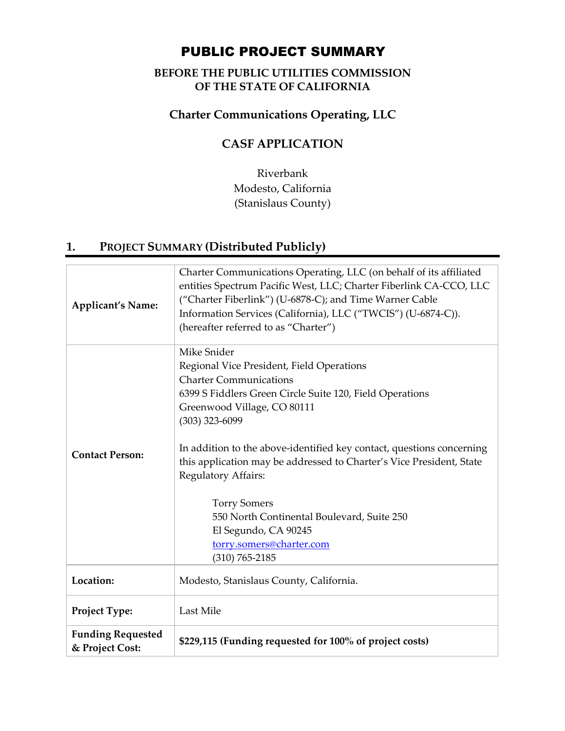# PUBLIC PROJECT SUMMARY

**BEFORE THE PUBLIC UTILITIES COMMISSION OF THE STATE OF CALIFORNIA**

## Charter Communications Operating, LLC

## CASF APPLICATION

Riverbank
Modesto, California
(Stanislaus County)

## 1. PROJECT SUMMARY (Distributed Publicly)

| | |
|---|---|
| **Applicant's Name:** | Charter Communications Operating, LLC (on behalf of its affiliated entities Spectrum Pacific West, LLC; Charter Fiberlink CA-CCO, LLC ("Charter Fiberlink") (U-6878-C); and Time Warner Cable Information Services (California), LLC ("TWCIS") (U-6874-C)). (hereafter referred to as "Charter") |
| **Contact Person:** | Mike Snider<br>Regional Vice President, Field Operations<br>Charter Communications<br>6399 S Fiddlers Green Circle Suite 120, Field Operations<br>Greenwood Village, CO 80111<br>(303) 323-6099<br><br>In addition to the above-identified key contact, questions concerning this application may be addressed to Charter's Vice President, State Regulatory Affairs:<br><br>Torry Somers<br>550 North Continental Boulevard, Suite 250<br>El Segundo, CA 90245<br>torry.somers@charter.com<br>(310) 765-2185 |
| **Location:** | Modesto, Stanislaus County, California. |
| **Project Type:** | Last Mile |
| **Funding Requested & Project Cost:** | **$229,115 (Funding requested for 100% of project costs)** |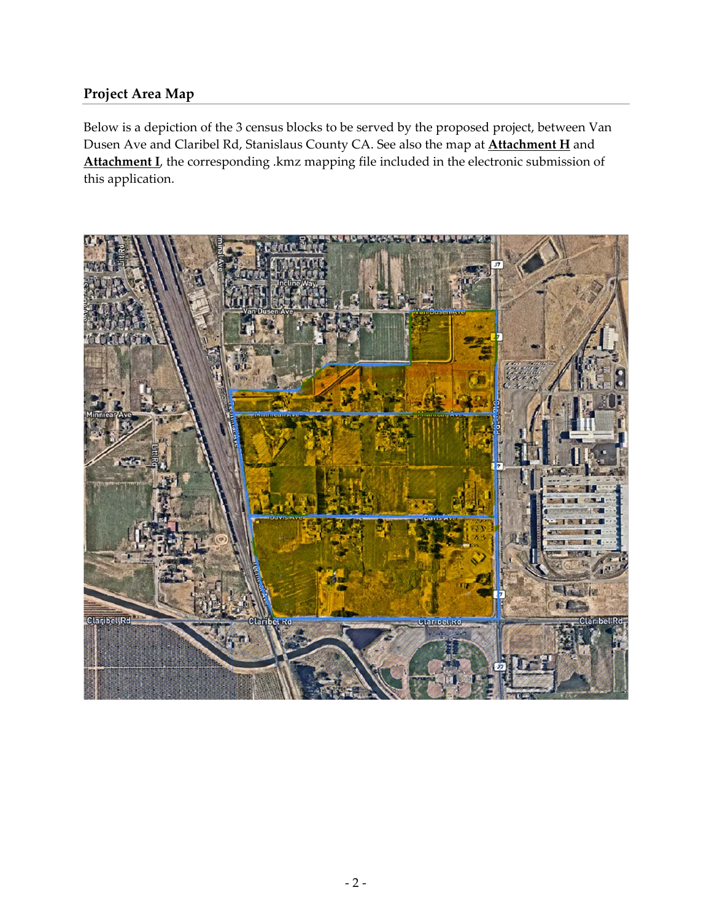## Project Area Map

Below is a depiction of the 3 census blocks to be served by the proposed project, between Van Dusen Ave and Claribel Rd, Stanislaus County CA. See also the map at **Attachment H** and **Attachment I**, the corresponding .kmz mapping file included in the electronic submission of this application.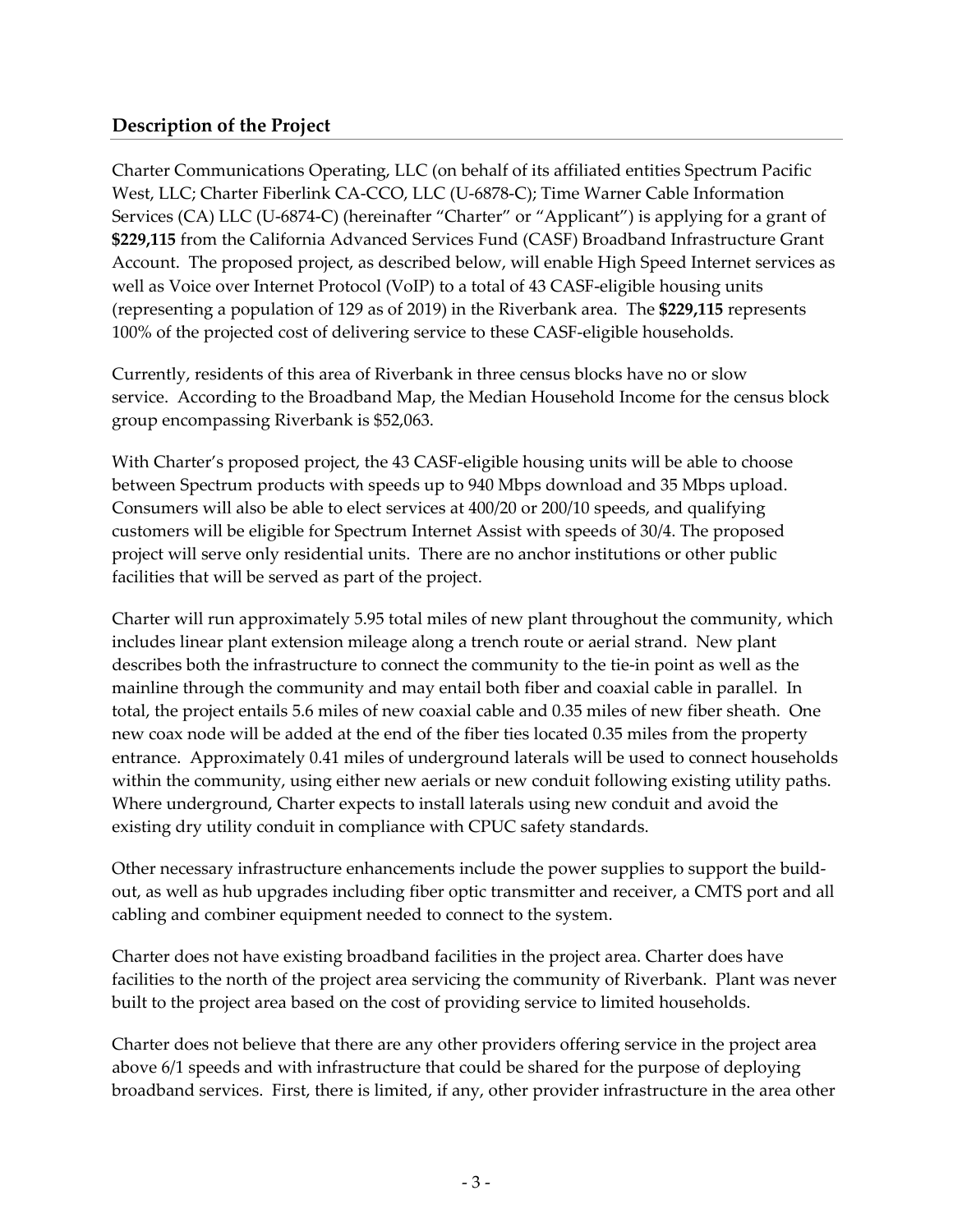## Description of the Project

Charter Communications Operating, LLC (on behalf of its affiliated entities Spectrum Pacific West, LLC; Charter Fiberlink CA-CCO, LLC (U-6878-C); Time Warner Cable Information Services (CA) LLC (U-6874-C) (hereinafter "Charter" or "Applicant") is applying for a grant of **$229,115** from the California Advanced Services Fund (CASF) Broadband Infrastructure Grant Account. The proposed project, as described below, will enable High Speed Internet services as well as Voice over Internet Protocol (VoIP) to a total of 43 CASF-eligible housing units (representing a population of 129 as of 2019) in the Riverbank area. The **$229,115** represents 100% of the projected cost of delivering service to these CASF-eligible households.

Currently, residents of this area of Riverbank in three census blocks have no or slow service. According to the Broadband Map, the Median Household Income for the census block group encompassing Riverbank is $52,063.

With Charter's proposed project, the 43 CASF-eligible housing units will be able to choose between Spectrum products with speeds up to 940 Mbps download and 35 Mbps upload. Consumers will also be able to elect services at 400/20 or 200/10 speeds, and qualifying customers will be eligible for Spectrum Internet Assist with speeds of 30/4. The proposed project will serve only residential units. There are no anchor institutions or other public facilities that will be served as part of the project.

Charter will run approximately 5.95 total miles of new plant throughout the community, which includes linear plant extension mileage along a trench route or aerial strand. New plant describes both the infrastructure to connect the community to the tie-in point as well as the mainline through the community and may entail both fiber and coaxial cable in parallel. In total, the project entails 5.6 miles of new coaxial cable and 0.35 miles of new fiber sheath. One new coax node will be added at the end of the fiber ties located 0.35 miles from the property entrance. Approximately 0.41 miles of underground laterals will be used to connect households within the community, using either new aerials or new conduit following existing utility paths. Where underground, Charter expects to install laterals using new conduit and avoid the existing dry utility conduit in compliance with CPUC safety standards.

Other necessary infrastructure enhancements include the power supplies to support the build-out, as well as hub upgrades including fiber optic transmitter and receiver, a CMTS port and all cabling and combiner equipment needed to connect to the system.

Charter does not have existing broadband facilities in the project area. Charter does have facilities to the north of the project area servicing the community of Riverbank. Plant was never built to the project area based on the cost of providing service to limited households.

Charter does not believe that there are any other providers offering service in the project area above 6/1 speeds and with infrastructure that could be shared for the purpose of deploying broadband services. First, there is limited, if any, other provider infrastructure in the area other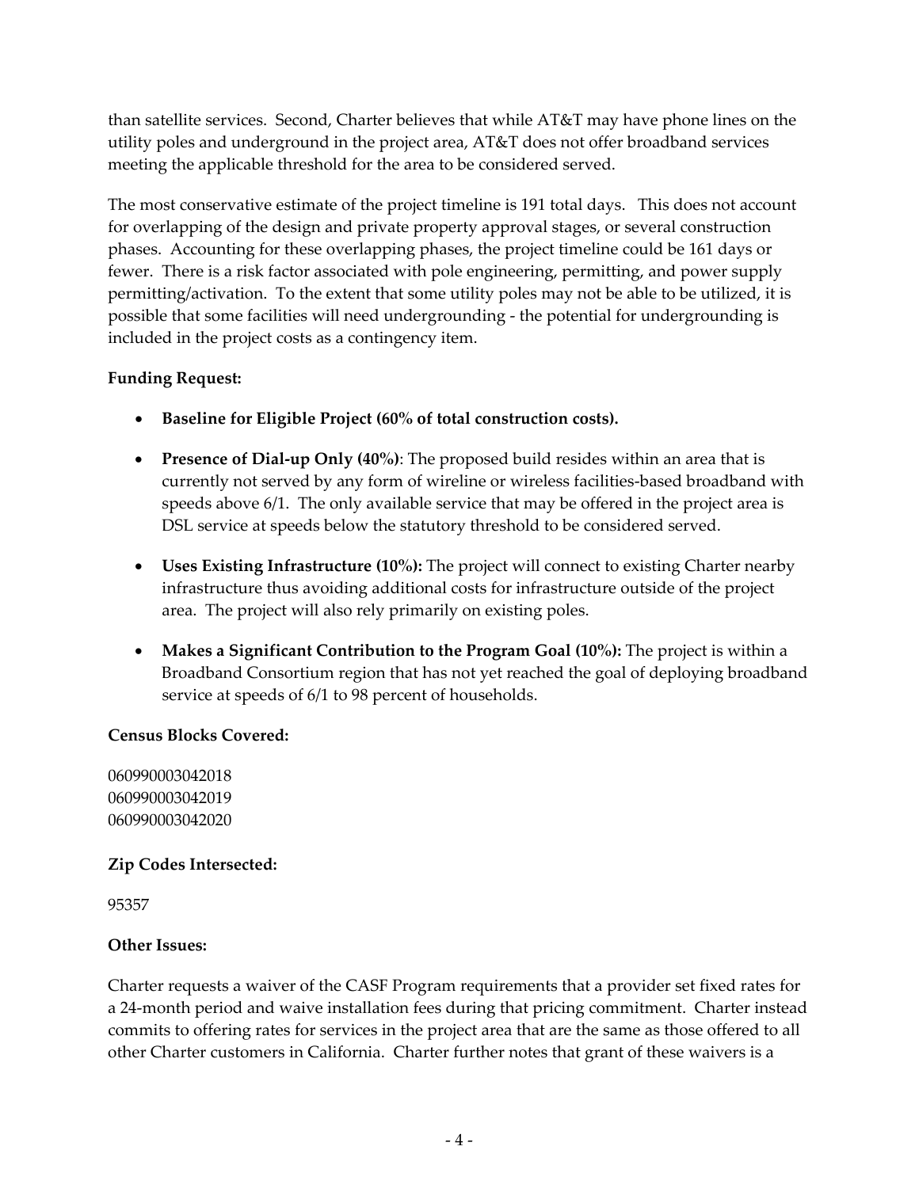than satellite services. Second, Charter believes that while AT&T may have phone lines on the utility poles and underground in the project area, AT&T does not offer broadband services meeting the applicable threshold for the area to be considered served.

The most conservative estimate of the project timeline is 191 total days. This does not account for overlapping of the design and private property approval stages, or several construction phases. Accounting for these overlapping phases, the project timeline could be 161 days or fewer. There is a risk factor associated with pole engineering, permitting, and power supply permitting/activation. To the extent that some utility poles may not be able to be utilized, it is possible that some facilities will need undergrounding - the potential for undergrounding is included in the project costs as a contingency item.

**Funding Request:**

- **Baseline for Eligible Project (60% of total construction costs).**
- **Presence of Dial-up Only (40%)**: The proposed build resides within an area that is currently not served by any form of wireline or wireless facilities-based broadband with speeds above 6/1. The only available service that may be offered in the project area is DSL service at speeds below the statutory threshold to be considered served.
- **Uses Existing Infrastructure (10%):** The project will connect to existing Charter nearby infrastructure thus avoiding additional costs for infrastructure outside of the project area. The project will also rely primarily on existing poles.
- **Makes a Significant Contribution to the Program Goal (10%):** The project is within a Broadband Consortium region that has not yet reached the goal of deploying broadband service at speeds of 6/1 to 98 percent of households.

**Census Blocks Covered:**

060990003042018
060990003042019
060990003042020

**Zip Codes Intersected:**

95357

**Other Issues:**

Charter requests a waiver of the CASF Program requirements that a provider set fixed rates for a 24-month period and waive installation fees during that pricing commitment. Charter instead commits to offering rates for services in the project area that are the same as those offered to all other Charter customers in California. Charter further notes that grant of these waivers is a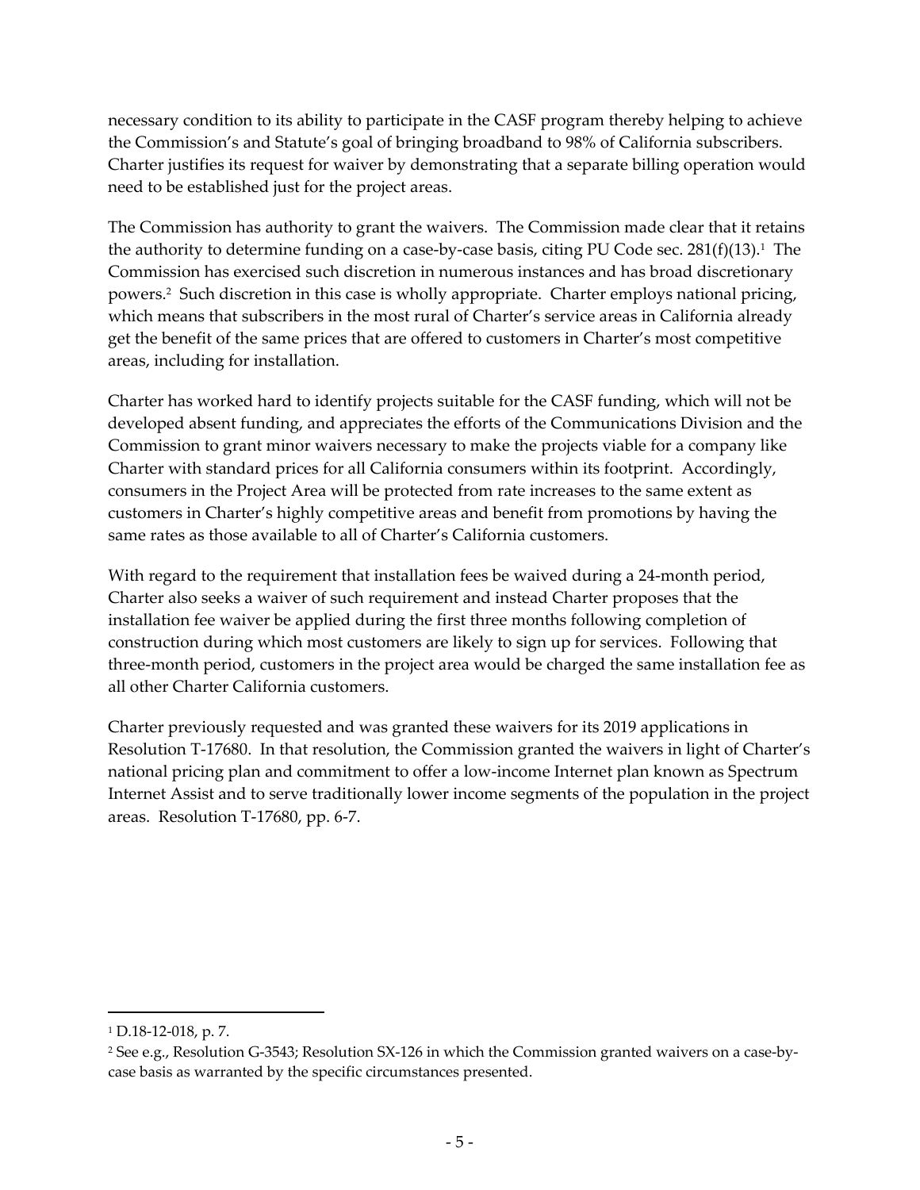necessary condition to its ability to participate in the CASF program thereby helping to achieve the Commission's and Statute's goal of bringing broadband to 98% of California subscribers. Charter justifies its request for waiver by demonstrating that a separate billing operation would need to be established just for the project areas.

The Commission has authority to grant the waivers. The Commission made clear that it retains the authority to determine funding on a case-by-case basis, citing PU Code sec. 281(f)(13).[1] The Commission has exercised such discretion in numerous instances and has broad discretionary powers.[2] Such discretion in this case is wholly appropriate. Charter employs national pricing, which means that subscribers in the most rural of Charter's service areas in California already get the benefit of the same prices that are offered to customers in Charter's most competitive areas, including for installation.

Charter has worked hard to identify projects suitable for the CASF funding, which will not be developed absent funding, and appreciates the efforts of the Communications Division and the Commission to grant minor waivers necessary to make the projects viable for a company like Charter with standard prices for all California consumers within its footprint. Accordingly, consumers in the Project Area will be protected from rate increases to the same extent as customers in Charter's highly competitive areas and benefit from promotions by having the same rates as those available to all of Charter's California customers.

With regard to the requirement that installation fees be waived during a 24-month period, Charter also seeks a waiver of such requirement and instead Charter proposes that the installation fee waiver be applied during the first three months following completion of construction during which most customers are likely to sign up for services. Following that three-month period, customers in the project area would be charged the same installation fee as all other Charter California customers.

Charter previously requested and was granted these waivers for its 2019 applications in Resolution T-17680. In that resolution, the Commission granted the waivers in light of Charter's national pricing plan and commitment to offer a low-income Internet plan known as Spectrum Internet Assist and to serve traditionally lower income segments of the population in the project areas. Resolution T-17680, pp. 6-7.

---

[1] D.18-12-018, p. 7.

[2] See e.g., Resolution G-3543; Resolution SX-126 in which the Commission granted waivers on a case-by-case basis as warranted by the specific circumstances presented.